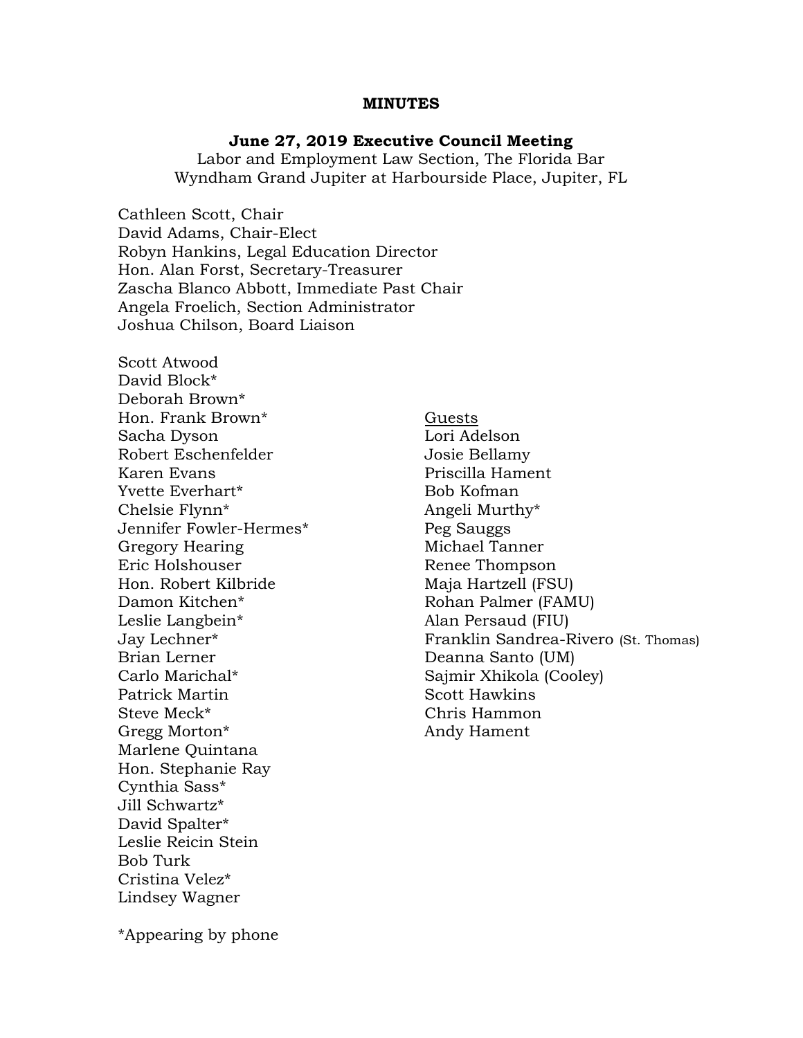# MINUTES

## June 27, 2019 Executive Council Meeting

Labor and Employment Law Section, The Florida Bar
Wyndham Grand Jupiter at Harbourside Place, Jupiter, FL

Cathleen Scott, Chair
David Adams, Chair-Elect
Robyn Hankins, Legal Education Director
Hon. Alan Forst, Secretary-Treasurer
Zascha Blanco Abbott, Immediate Past Chair
Angela Froelich, Section Administrator
Joshua Chilson, Board Liaison

Scott Atwood
David Block*
Deborah Brown*
Hon. Frank Brown*
Sacha Dyson
Robert Eschenfelder
Karen Evans
Yvette Everhart*
Chelsie Flynn*
Jennifer Fowler-Hermes*
Gregory Hearing
Eric Holshouser
Hon. Robert Kilbride
Damon Kitchen*
Leslie Langbein*
Jay Lechner*
Brian Lerner
Carlo Marichal*
Patrick Martin
Steve Meck*
Gregg Morton*
Marlene Quintana
Hon. Stephanie Ray
Cynthia Sass*
Jill Schwartz*
David Spalter*
Leslie Reicin Stein
Bob Turk
Cristina Velez*
Lindsey Wagner

<u>Guests</u>
Lori Adelson
Josie Bellamy
Priscilla Hament
Bob Kofman
Angeli Murthy*
Peg Sauggs
Michael Tanner
Renee Thompson
Maja Hartzell (FSU)
Rohan Palmer (FAMU)
Alan Persaud (FIU)
Franklin Sandrea-Rivero (St. Thomas)
Deanna Santo (UM)
Sajmir Xhikola (Cooley)
Scott Hawkins
Chris Hammon
Andy Hament

*Appearing by phone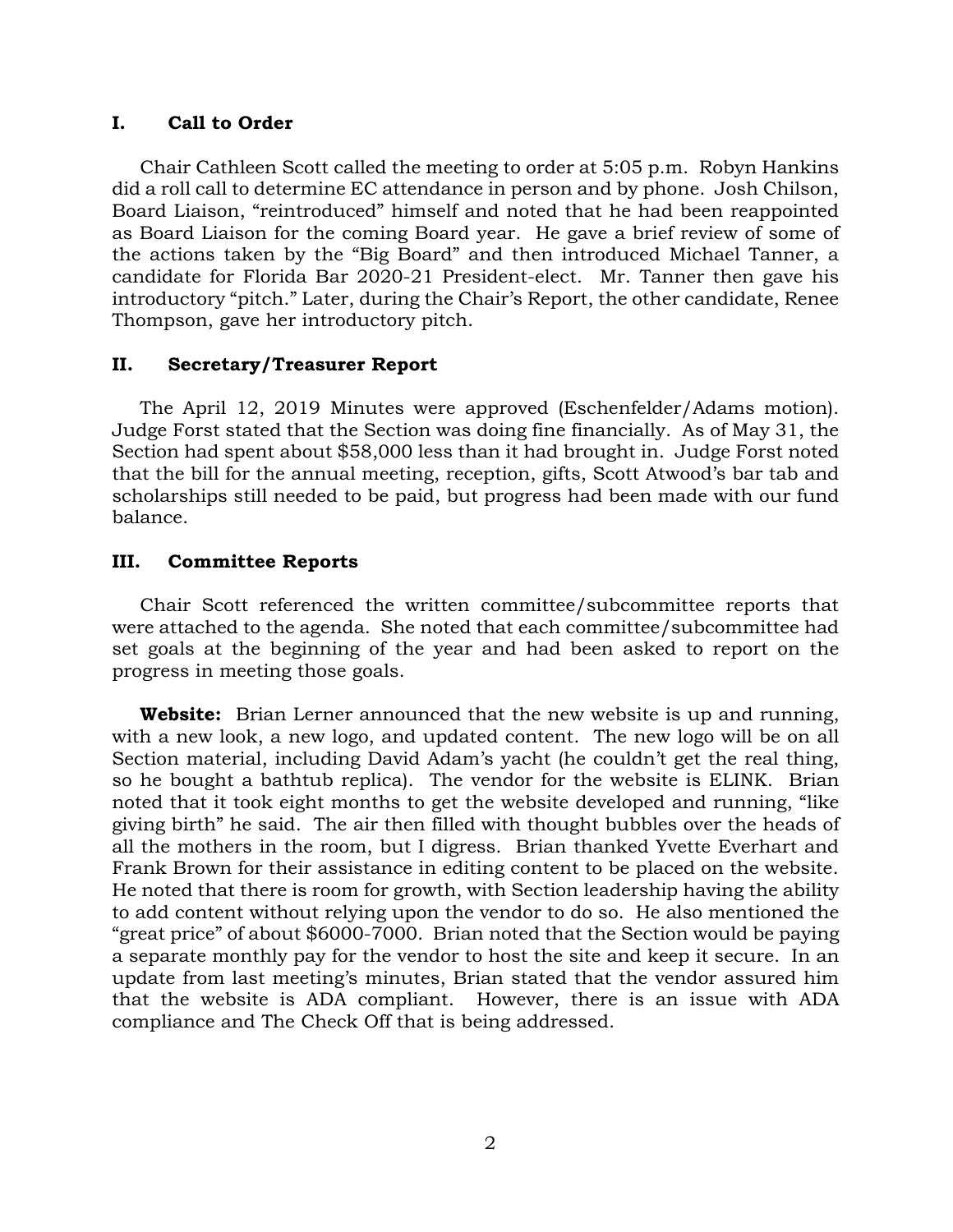## I. Call to Order

Chair Cathleen Scott called the meeting to order at 5:05 p.m. Robyn Hankins did a roll call to determine EC attendance in person and by phone. Josh Chilson, Board Liaison, "reintroduced" himself and noted that he had been reappointed as Board Liaison for the coming Board year. He gave a brief review of some of the actions taken by the "Big Board" and then introduced Michael Tanner, a candidate for Florida Bar 2020-21 President-elect. Mr. Tanner then gave his introductory "pitch." Later, during the Chair's Report, the other candidate, Renee Thompson, gave her introductory pitch.

## II. Secretary/Treasurer Report

The April 12, 2019 Minutes were approved (Eschenfelder/Adams motion). Judge Forst stated that the Section was doing fine financially. As of May 31, the Section had spent about $58,000 less than it had brought in. Judge Forst noted that the bill for the annual meeting, reception, gifts, Scott Atwood's bar tab and scholarships still needed to be paid, but progress had been made with our fund balance.

## III. Committee Reports

Chair Scott referenced the written committee/subcommittee reports that were attached to the agenda. She noted that each committee/subcommittee had set goals at the beginning of the year and had been asked to report on the progress in meeting those goals.

**Website:** Brian Lerner announced that the new website is up and running, with a new look, a new logo, and updated content. The new logo will be on all Section material, including David Adam's yacht (he couldn't get the real thing, so he bought a bathtub replica). The vendor for the website is ELINK. Brian noted that it took eight months to get the website developed and running, "like giving birth" he said. The air then filled with thought bubbles over the heads of all the mothers in the room, but I digress. Brian thanked Yvette Everhart and Frank Brown for their assistance in editing content to be placed on the website. He noted that there is room for growth, with Section leadership having the ability to add content without relying upon the vendor to do so. He also mentioned the "great price" of about $6000-7000. Brian noted that the Section would be paying a separate monthly pay for the vendor to host the site and keep it secure. In an update from last meeting's minutes, Brian stated that the vendor assured him that the website is ADA compliant. However, there is an issue with ADA compliance and The Check Off that is being addressed.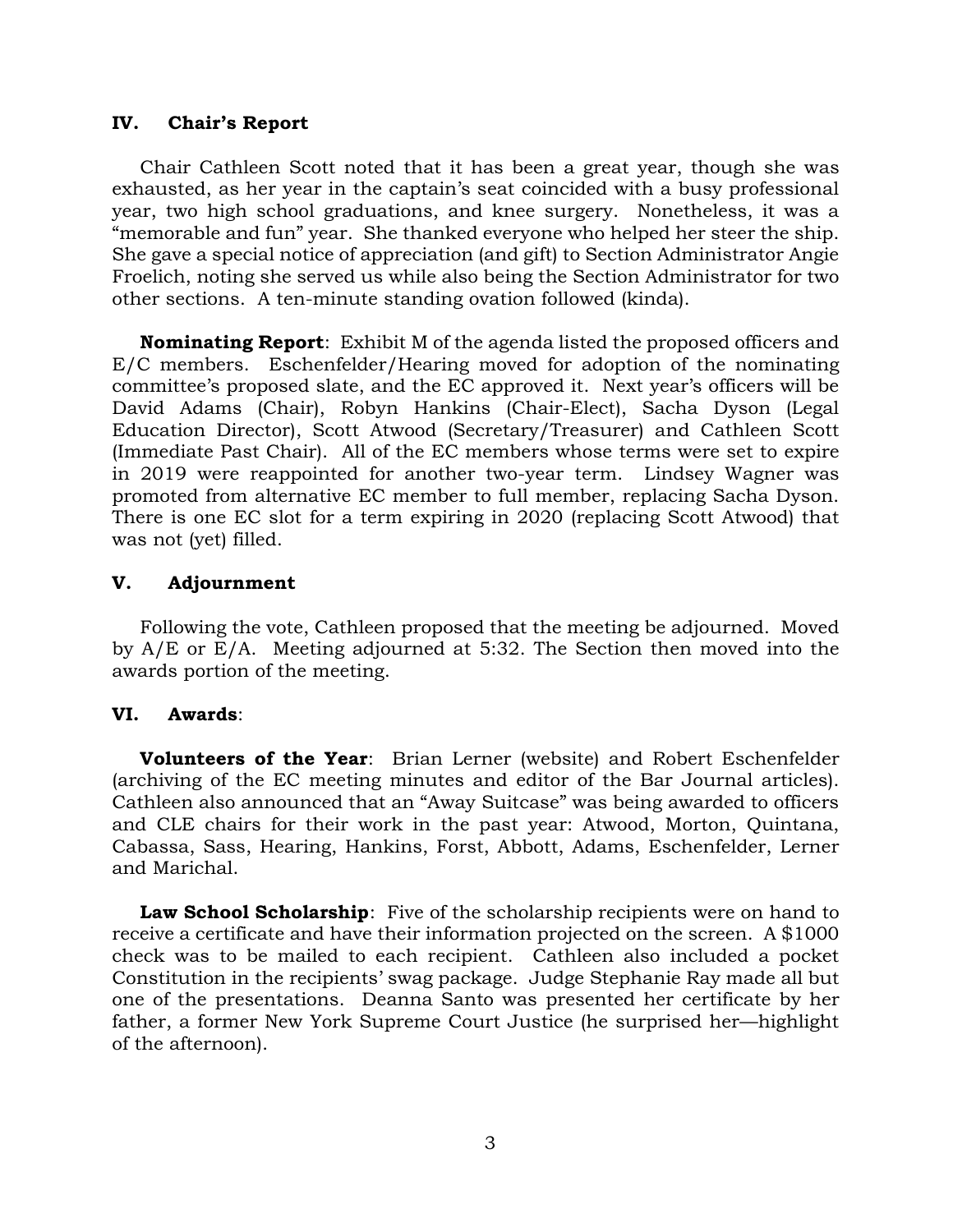## IV. Chair's Report

Chair Cathleen Scott noted that it has been a great year, though she was exhausted, as her year in the captain's seat coincided with a busy professional year, two high school graduations, and knee surgery. Nonetheless, it was a "memorable and fun" year. She thanked everyone who helped her steer the ship. She gave a special notice of appreciation (and gift) to Section Administrator Angie Froelich, noting she served us while also being the Section Administrator for two other sections. A ten-minute standing ovation followed (kinda).

**Nominating Report**: Exhibit M of the agenda listed the proposed officers and E/C members. Eschenfelder/Hearing moved for adoption of the nominating committee's proposed slate, and the EC approved it. Next year's officers will be David Adams (Chair), Robyn Hankins (Chair-Elect), Sacha Dyson (Legal Education Director), Scott Atwood (Secretary/Treasurer) and Cathleen Scott (Immediate Past Chair). All of the EC members whose terms were set to expire in 2019 were reappointed for another two-year term. Lindsey Wagner was promoted from alternative EC member to full member, replacing Sacha Dyson. There is one EC slot for a term expiring in 2020 (replacing Scott Atwood) that was not (yet) filled.

## V. Adjournment

Following the vote, Cathleen proposed that the meeting be adjourned. Moved by A/E or E/A. Meeting adjourned at 5:32. The Section then moved into the awards portion of the meeting.

## VI. Awards:

**Volunteers of the Year**: Brian Lerner (website) and Robert Eschenfelder (archiving of the EC meeting minutes and editor of the Bar Journal articles). Cathleen also announced that an "Away Suitcase" was being awarded to officers and CLE chairs for their work in the past year: Atwood, Morton, Quintana, Cabassa, Sass, Hearing, Hankins, Forst, Abbott, Adams, Eschenfelder, Lerner and Marichal.

**Law School Scholarship**: Five of the scholarship recipients were on hand to receive a certificate and have their information projected on the screen. A $1000 check was to be mailed to each recipient. Cathleen also included a pocket Constitution in the recipients' swag package. Judge Stephanie Ray made all but one of the presentations. Deanna Santo was presented her certificate by her father, a former New York Supreme Court Justice (he surprised her—highlight of the afternoon).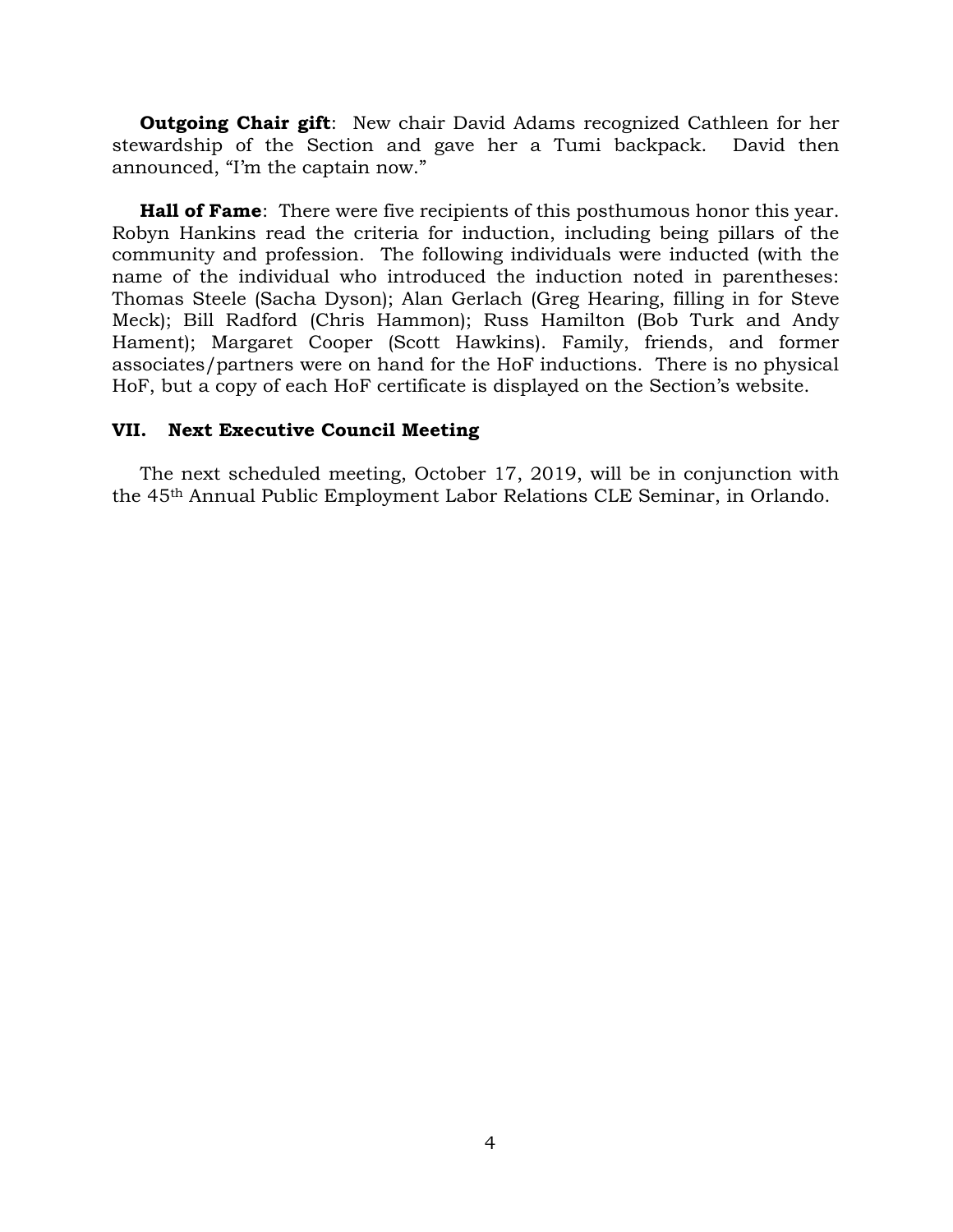**Outgoing Chair gift**: New chair David Adams recognized Cathleen for her stewardship of the Section and gave her a Tumi backpack. David then announced, "I'm the captain now."

**Hall of Fame**: There were five recipients of this posthumous honor this year. Robyn Hankins read the criteria for induction, including being pillars of the community and profession. The following individuals were inducted (with the name of the individual who introduced the induction noted in parentheses: Thomas Steele (Sacha Dyson); Alan Gerlach (Greg Hearing, filling in for Steve Meck); Bill Radford (Chris Hammon); Russ Hamilton (Bob Turk and Andy Hament); Margaret Cooper (Scott Hawkins). Family, friends, and former associates/partners were on hand for the HoF inductions. There is no physical HoF, but a copy of each HoF certificate is displayed on the Section's website.

## VII. Next Executive Council Meeting

The next scheduled meeting, October 17, 2019, will be in conjunction with the 45th Annual Public Employment Labor Relations CLE Seminar, in Orlando.